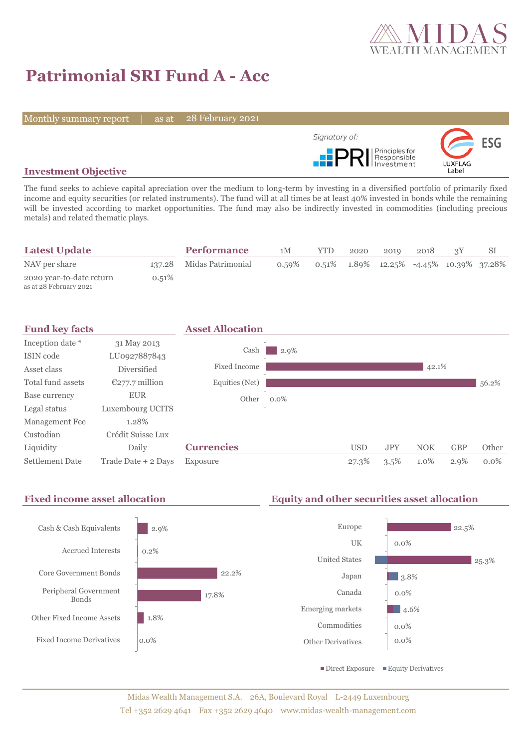# Patrimonial SRI Fund A - Acc

Monthly summary report | as at 28 February 2021

Signatory of: PRI Principles for Responsible Investment

ESG LUXFLAG Label

## Investment Objective

The fund seeks to achieve capital apreciation over the medium to long-term by investing in a diversified portfolio of primarily fixed income and equity securities (or related instruments). The fund will at all times be at least 40% invested in bonds while the remaining will be invested according to market opportunities. The fund may also be indirectly invested in commodities (including precious metals) and related thematic plays.

## Latest Update

| | |
|---|---|
| NAV per share | 137.28 |
| 2020 year-to-date return<br>as at 28 February 2021 | 0.51% |

## Performance

| | 1M | YTD | 2020 | 2019 | 2018 | 3Y | SI |
|---|---|---|---|---|---|---|---|
| Midas Patrimonial | 0.59% | 0.51% | 1.89% | 12.25% | -4.45% | 10.39% | 37.28% |

## Fund key facts

| | |
|---|---|
| Inception date * | 31 May 2013 |
| ISIN code | LU0927887843 |
| Asset class | Diversified |
| Total fund assets | €277.7 million |
| Base currency | EUR |
| Legal status | Luxembourg UCITS |
| Management Fee | 1.28% |
| Custodian | Crédit Suisse Lux |
| Liquidity | Daily |
| Settlement Date | Trade Date + 2 Days |

## Asset Allocation

| | |
|---|---|
| Cash | 2.9% |
| Fixed Income | 42.1% |
| Equities (Net) | 56.2% |
| Other | 0.0% |

## Currencies

| | USD | JPY | NOK | GBP | Other |
|---|---|---|---|---|---|
| Exposure | 27.3% | 3.5% | 1.0% | 2.9% | 0.0% |

## Fixed income asset allocation

| | |
|---|---|
| Cash & Cash Equivalents | 2.9% |
| Accrued Interests | 0.2% |
| Core Government Bonds | 22.2% |
| Peripheral Government Bonds | 17.8% |
| Other Fixed Income Assets | 1.8% |
| Fixed Income Derivatives | 0.0% |

## Equity and other securities asset allocation

| | |
|---|---|
| Europe | 22.5% |
| UK | 0.0% |
| United States | 25.3% |
| Japan | 3.8% |
| Canada | 0.0% |
| Emerging markets | 4.6% |
| Commodities | 0.0% |
| Other Derivatives | 0.0% |

■ Direct Exposure ■ Equity Derivatives

Midas Wealth Management S.A. 26A, Boulevard Royal L-2449 Luxembourg
Tel +352 2629 4641 Fax +352 2629 4640 www.midas-wealth-management.com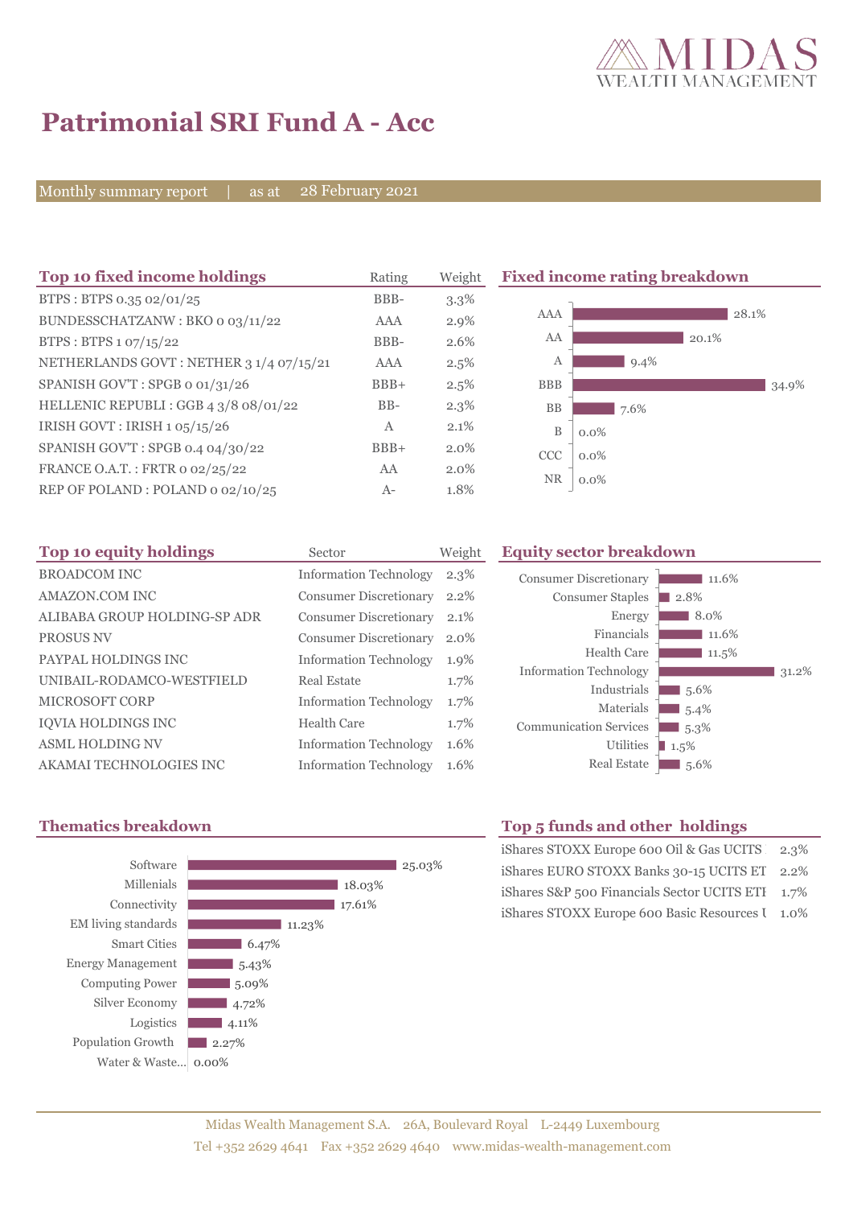# Patrimonial SRI Fund A - Acc

Monthly summary report | as at 28 February 2021

## Top 10 fixed income holdings

| Top 10 fixed income holdings | Rating | Weight |
|---|---|---|
| BTPS : BTPS 0.35 02/01/25 | BBB- | 3.3% |
| BUNDESSCHATZANW : BKO 0 03/11/22 | AAA | 2.9% |
| BTPS : BTPS 1 07/15/22 | BBB- | 2.6% |
| NETHERLANDS GOVT : NETHER 3 1/4 07/15/21 | AAA | 2.5% |
| SPANISH GOV'T : SPGB 0 01/31/26 | BBB+ | 2.5% |
| HELLENIC REPUBLI : GGB 4 3/8 08/01/22 | BB- | 2.3% |
| IRISH GOVT : IRISH 1 05/15/26 | A | 2.1% |
| SPANISH GOV'T : SPGB 0.4 04/30/22 | BBB+ | 2.0% |
| FRANCE O.A.T. : FRTR 0 02/25/22 | AA | 2.0% |
| REP OF POLAND : POLAND 0 02/10/25 | A- | 1.8% |

## Fixed income rating breakdown

| Rating | Weight |
|---|---|
| AAA | 28.1% |
| AA | 20.1% |
| A | 9.4% |
| BBB | 34.9% |
| BB | 7.6% |
| B | 0.0% |
| CCC | 0.0% |
| NR | 0.0% |

## Top 10 equity holdings

| Top 10 equity holdings | Sector | Weight |
|---|---|---|
| BROADCOM INC | Information Technology | 2.3% |
| AMAZON.COM INC | Consumer Discretionary | 2.2% |
| ALIBABA GROUP HOLDING-SP ADR | Consumer Discretionary | 2.1% |
| PROSUS NV | Consumer Discretionary | 2.0% |
| PAYPAL HOLDINGS INC | Information Technology | 1.9% |
| UNIBAIL-RODAMCO-WESTFIELD | Real Estate | 1.7% |
| MICROSOFT CORP | Information Technology | 1.7% |
| IQVIA HOLDINGS INC | Health Care | 1.7% |
| ASML HOLDING NV | Information Technology | 1.6% |
| AKAMAI TECHNOLOGIES INC | Information Technology | 1.6% |

## Equity sector breakdown

| Sector | Weight |
|---|---|
| Consumer Discretionary | 11.6% |
| Consumer Staples | 2.8% |
| Energy | 8.0% |
| Financials | 11.6% |
| Health Care | 11.5% |
| Information Technology | 31.2% |
| Industrials | 5.6% |
| Materials | 5.4% |
| Communication Services | 5.3% |
| Utilities | 1.5% |
| Real Estate | 5.6% |

## Thematics breakdown

| Theme | Weight |
|---|---|
| Software | 25.03% |
| Millenials | 18.03% |
| Connectivity | 17.61% |
| EM living standards | 11.23% |
| Smart Cities | 6.47% |
| Energy Management | 5.43% |
| Computing Power | 5.09% |
| Silver Economy | 4.72% |
| Logistics | 4.11% |
| Population Growth | 2.27% |
| Water & Waste... | 0.00% |

## Top 5 funds and other holdings

| Fund | Weight |
|---|---|
| iShares STOXX Europe 600 Oil & Gas UCITS | 2.3% |
| iShares EURO STOXX Banks 30-15 UCITS ET | 2.2% |
| iShares S&P 500 Financials Sector UCITS ETI | 1.7% |
| iShares STOXX Europe 600 Basic Resources U | 1.0% |

Midas Wealth Management S.A. 26A, Boulevard Royal L-2449 Luxembourg
Tel +352 2629 4641 Fax +352 2629 4640 www.midas-wealth-management.com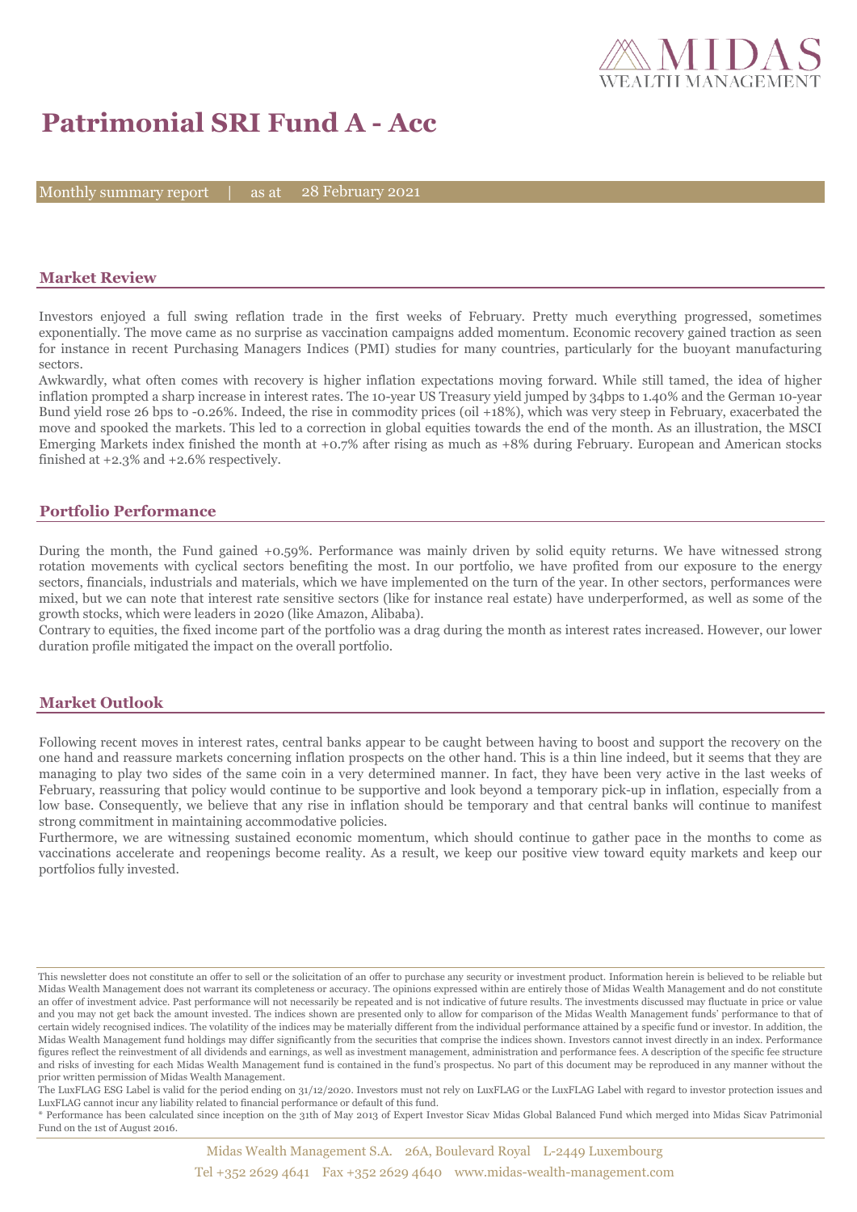# Patrimonial SRI Fund A - Acc

Monthly summary report | as at 28 February 2021

## Market Review

Investors enjoyed a full swing reflation trade in the first weeks of February. Pretty much everything progressed, sometimes exponentially. The move came as no surprise as vaccination campaigns added momentum. Economic recovery gained traction as seen for instance in recent Purchasing Managers Indices (PMI) studies for many countries, particularly for the buoyant manufacturing sectors.

Awkwardly, what often comes with recovery is higher inflation expectations moving forward. While still tamed, the idea of higher inflation prompted a sharp increase in interest rates. The 10-year US Treasury yield jumped by 34bps to 1.40% and the German 10-year Bund yield rose 26 bps to -0.26%. Indeed, the rise in commodity prices (oil +18%), which was very steep in February, exacerbated the move and spooked the markets. This led to a correction in global equities towards the end of the month. As an illustration, the MSCI Emerging Markets index finished the month at +0.7% after rising as much as +8% during February. European and American stocks finished at +2.3% and +2.6% respectively.

## Portfolio Performance

During the month, the Fund gained +0.59%. Performance was mainly driven by solid equity returns. We have witnessed strong rotation movements with cyclical sectors benefiting the most. In our portfolio, we have profited from our exposure to the energy sectors, financials, industrials and materials, which we have implemented on the turn of the year. In other sectors, performances were mixed, but we can note that interest rate sensitive sectors (like for instance real estate) have underperformed, as well as some of the growth stocks, which were leaders in 2020 (like Amazon, Alibaba).

Contrary to equities, the fixed income part of the portfolio was a drag during the month as interest rates increased. However, our lower duration profile mitigated the impact on the overall portfolio.

## Market Outlook

Following recent moves in interest rates, central banks appear to be caught between having to boost and support the recovery on the one hand and reassure markets concerning inflation prospects on the other hand. This is a thin line indeed, but it seems that they are managing to play two sides of the same coin in a very determined manner. In fact, they have been very active in the last weeks of February, reassuring that policy would continue to be supportive and look beyond a temporary pick-up in inflation, especially from a low base. Consequently, we believe that any rise in inflation should be temporary and that central banks will continue to manifest strong commitment in maintaining accommodative policies.

Furthermore, we are witnessing sustained economic momentum, which should continue to gather pace in the months to come as vaccinations accelerate and reopenings become reality. As a result, we keep our positive view toward equity markets and keep our portfolios fully invested.

This newsletter does not constitute an offer to sell or the solicitation of an offer to purchase any security or investment product. Information herein is believed to be reliable but Midas Wealth Management does not warrant its completeness or accuracy. The opinions expressed within are entirely those of Midas Wealth Management and do not constitute an offer of investment advice. Past performance will not necessarily be repeated and is not indicative of future results. The investments discussed may fluctuate in price or value and you may not get back the amount invested. The indices shown are presented only to allow for comparison of the Midas Wealth Management funds' performance to that of certain widely recognised indices. The volatility of the indices may be materially different from the individual performance attained by a specific fund or investor. In addition, the Midas Wealth Management fund holdings may differ significantly from the securities that comprise the indices shown. Investors cannot invest directly in an index. Performance figures reflect the reinvestment of all dividends and earnings, as well as investment management, administration and performance fees. A description of the specific fee structure and risks of investing for each Midas Wealth Management fund is contained in the fund's prospectus. No part of this document may be reproduced in any manner without the prior written permission of Midas Wealth Management.

The LuxFLAG ESG Label is valid for the period ending on 31/12/2020. Investors must not rely on LuxFLAG or the LuxFLAG Label with regard to investor protection issues and LuxFLAG cannot incur any liability related to financial performance or default of this fund.

* Performance has been calculated since inception on the 31th of May 2013 of Expert Investor Sicav Midas Global Balanced Fund which merged into Midas Sicav Patrimonial Fund on the 1st of August 2016.

Midas Wealth Management S.A. 26A, Boulevard Royal L-2449 Luxembourg

Tel +352 2629 4641 Fax +352 2629 4640 www.midas-wealth-management.com